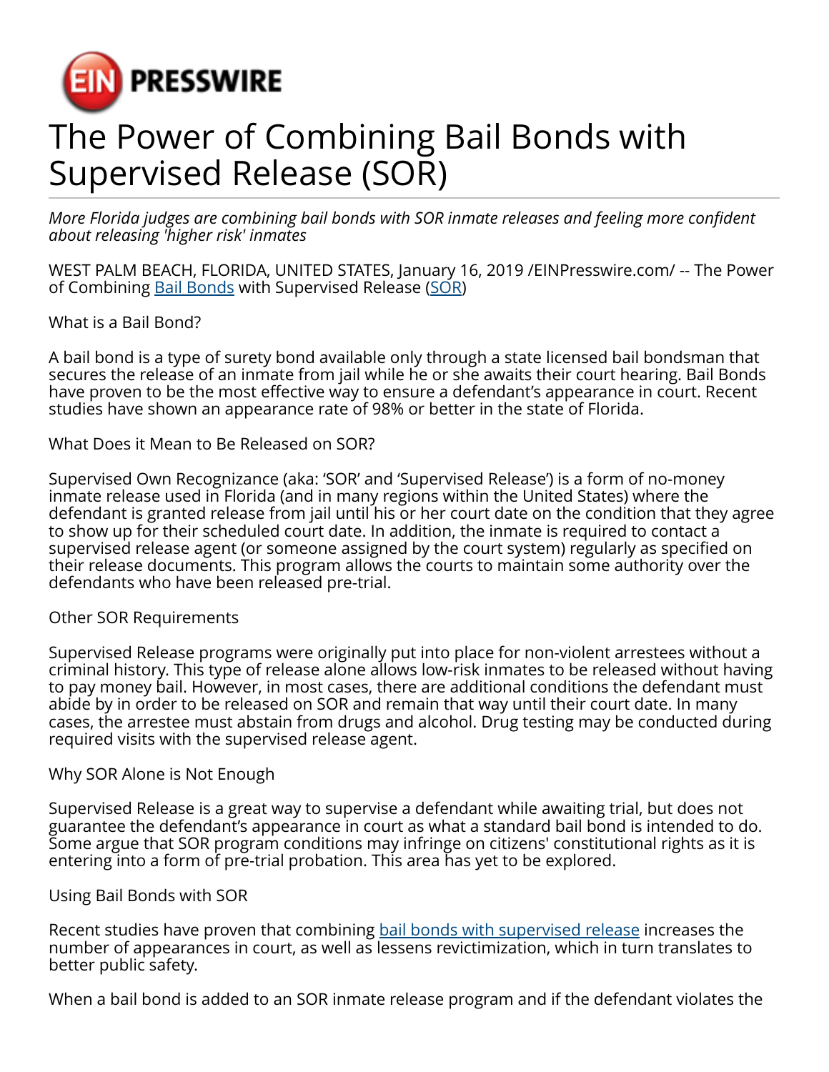EIN PRESSWIRE

# The Power of Combining Bail Bonds with Supervised Release (SOR)

*More Florida judges are combining bail bonds with SOR inmate releases and feeling more confident about releasing 'higher risk' inmates*

WEST PALM BEACH, FLORIDA, UNITED STATES, January 16, 2019 /EINPresswire.com/ -- The Power of Combining Bail Bonds with Supervised Release (SOR)

What is a Bail Bond?

A bail bond is a type of surety bond available only through a state licensed bail bondsman that secures the release of an inmate from jail while he or she awaits their court hearing. Bail Bonds have proven to be the most effective way to ensure a defendant's appearance in court. Recent studies have shown an appearance rate of 98% or better in the state of Florida.

What Does it Mean to Be Released on SOR?

Supervised Own Recognizance (aka: 'SOR' and 'Supervised Release') is a form of no-money inmate release used in Florida (and in many regions within the United States) where the defendant is granted release from jail until his or her court date on the condition that they agree to show up for their scheduled court date. In addition, the inmate is required to contact a supervised release agent (or someone assigned by the court system) regularly as specified on their release documents. This program allows the courts to maintain some authority over the defendants who have been released pre-trial.

Other SOR Requirements

Supervised Release programs were originally put into place for non-violent arrestees without a criminal history. This type of release alone allows low-risk inmates to be released without having to pay money bail. However, in most cases, there are additional conditions the defendant must abide by in order to be released on SOR and remain that way until their court date. In many cases, the arrestee must abstain from drugs and alcohol. Drug testing may be conducted during required visits with the supervised release agent.

Why SOR Alone is Not Enough

Supervised Release is a great way to supervise a defendant while awaiting trial, but does not guarantee the defendant's appearance in court as what a standard bail bond is intended to do. Some argue that SOR program conditions may infringe on citizens' constitutional rights as it is entering into a form of pre-trial probation. This area has yet to be explored.

Using Bail Bonds with SOR

Recent studies have proven that combining bail bonds with supervised release increases the number of appearances in court, as well as lessens revictimization, which in turn translates to better public safety.

When a bail bond is added to an SOR inmate release program and if the defendant violates the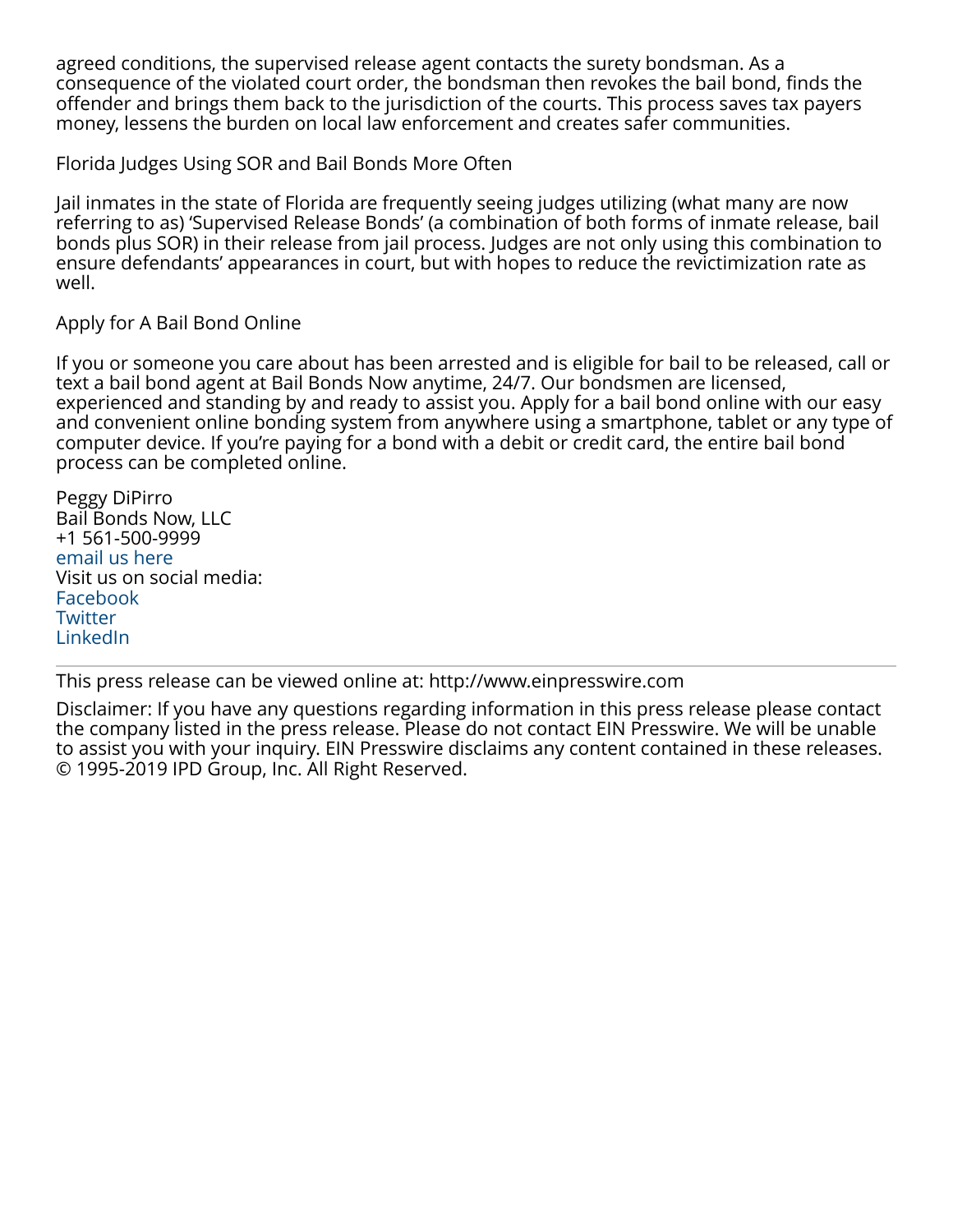agreed conditions, the supervised release agent contacts the surety bondsman. As a consequence of the violated court order, the bondsman then revokes the bail bond, finds the offender and brings them back to the jurisdiction of the courts. This process saves tax payers money, lessens the burden on local law enforcement and creates safer communities.

## Florida Judges Using SOR and Bail Bonds More Often

Jail inmates in the state of Florida are frequently seeing judges utilizing (what many are now referring to as) 'Supervised Release Bonds' (a combination of both forms of inmate release, bail bonds plus SOR) in their release from jail process. Judges are not only using this combination to ensure defendants' appearances in court, but with hopes to reduce the revictimization rate as well.

## Apply for A Bail Bond Online

If you or someone you care about has been arrested and is eligible for bail to be released, call or text a bail bond agent at Bail Bonds Now anytime, 24/7. Our bondsmen are licensed, experienced and standing by and ready to assist you. Apply for a bail bond online with our easy and convenient online bonding system from anywhere using a smartphone, tablet or any type of computer device. If you're paying for a bond with a debit or credit card, the entire bail bond process can be completed online.

Peggy DiPirro
Bail Bonds Now, LLC
+1 561-500-9999
email us here
Visit us on social media:
Facebook
Twitter
LinkedIn

---

This press release can be viewed online at: http://www.einpresswire.com

Disclaimer: If you have any questions regarding information in this press release please contact the company listed in the press release. Please do not contact EIN Presswire. We will be unable to assist you with your inquiry. EIN Presswire disclaims any content contained in these releases. © 1995-2019 IPD Group, Inc. All Right Reserved.